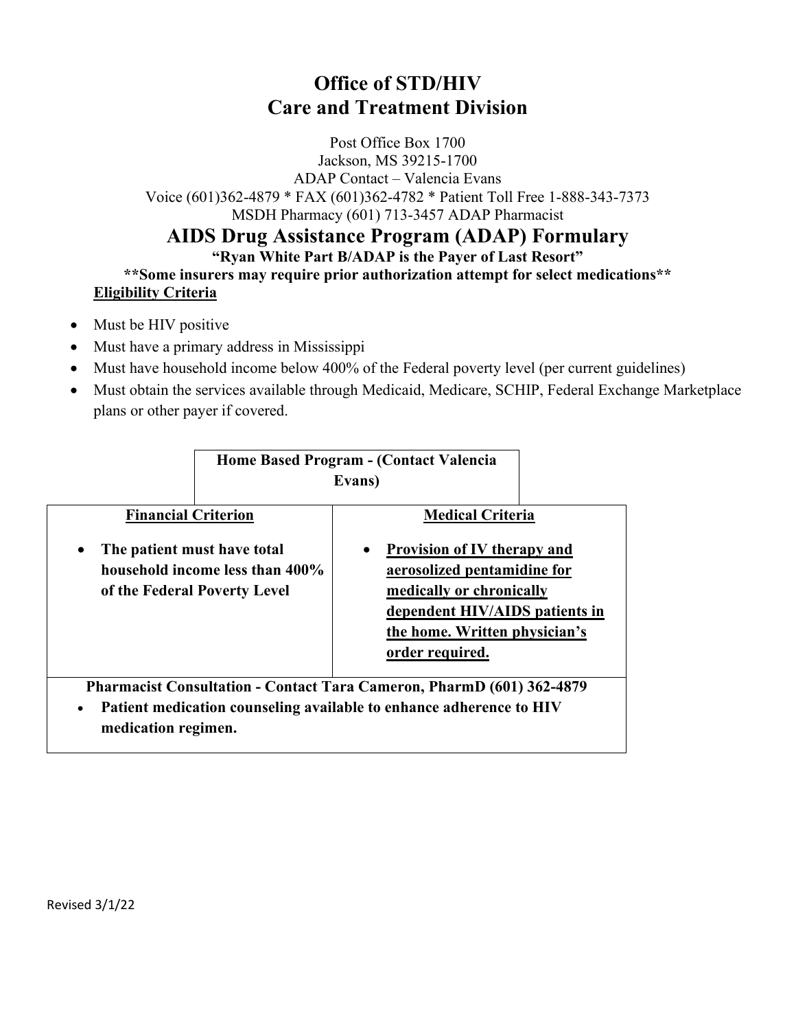# Office of STD/HIV
# Care and Treatment Division

Post Office Box 1700
Jackson, MS 39215-1700
ADAP Contact – Valencia Evans
Voice (601)362-4879 * FAX (601)362-4782 * Patient Toll Free 1-888-343-7373
MSDH Pharmacy (601) 713-3457 ADAP Pharmacist

## AIDS Drug Assistance Program (ADAP) Formulary

**"Ryan White Part B/ADAP is the Payer of Last Resort"**

****Some insurers may require prior authorization attempt for select medications****

**Eligibility Criteria**

- Must be HIV positive
- Must have a primary address in Mississippi
- Must have household income below 400% of the Federal poverty level (per current guidelines)
- Must obtain the services available through Medicaid, Medicare, SCHIP, Federal Exchange Marketplace plans or other payer if covered.

| **Home Based Program - (Contact Valencia Evans)** | |
|---|---|
| **Financial Criterion** | **Medical Criteria** |
| • **The patient must have total household income less than 400% of the Federal Poverty Level** | • **Provision of IV therapy and aerosolized pentamidine for medically or chronically dependent HIV/AIDS patients in the home. Written physician's order required.** |
| **Pharmacist Consultation - Contact Tara Cameron, PharmD (601) 362-4879** • **Patient medication counseling available to enhance adherence to HIV medication regimen.** | |

Revised 3/1/22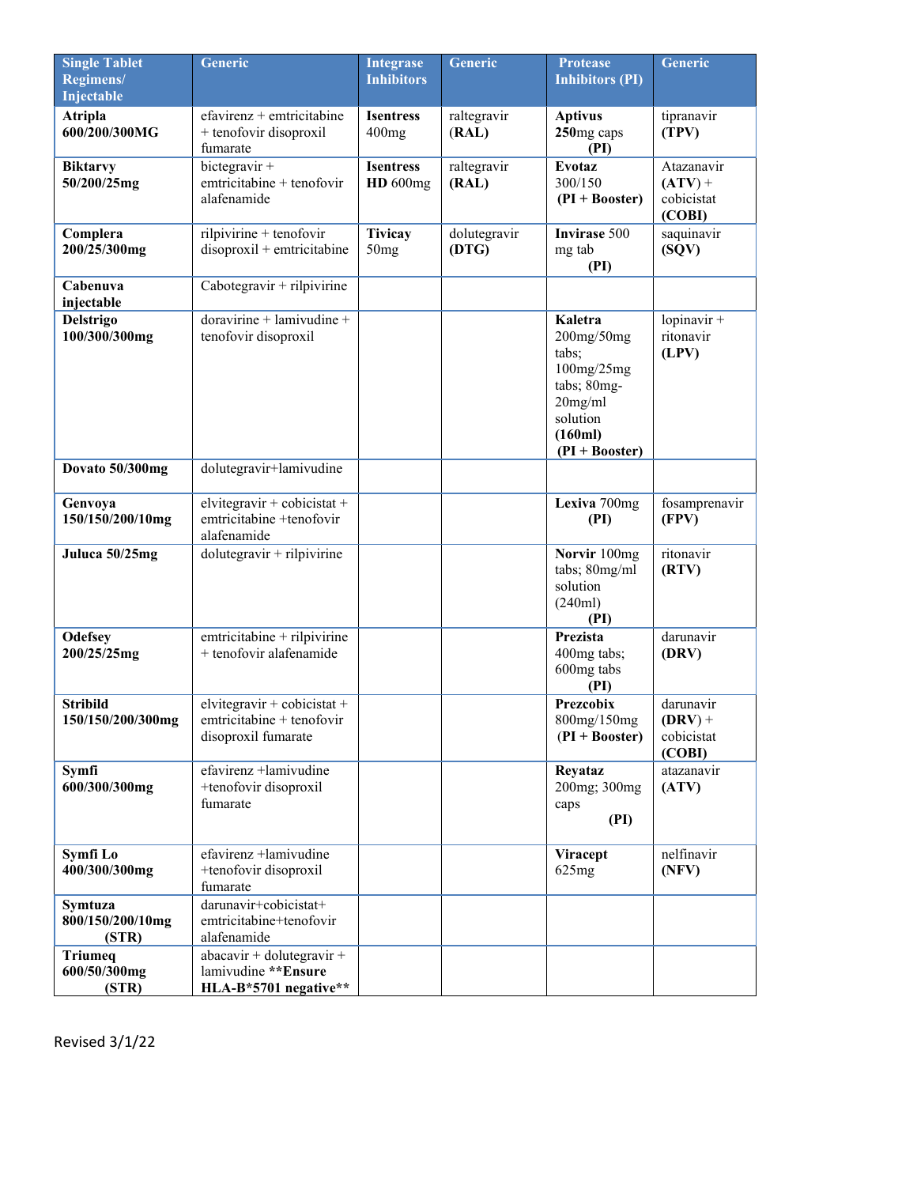| Single Tablet Regimens/ Injectable | Generic | Integrase Inhibitors | Generic | Protease Inhibitors (PI) | Generic |
|---|---|---|---|---|---|
| **Atripla 600/200/300MG** | efavirenz + emtricitabine + tenofovir disoproxil fumarate | **Isentress** 400mg | raltegravir **(RAL)** | **Aptivus 250**mg caps **(PI)** | tipranavir **(TPV)** |
| **Biktarvy 50/200/25mg** | bictegravir + emtricitabine + tenofovir alafenamide | **Isentress HD** 600mg | raltegravir **(RAL)** | **Evotaz** 300/150 **(PI + Booster)** | Atazanavir **(ATV)** + cobicistat **(COBI)** |
| **Complera 200/25/300mg** | rilpivirine + tenofovir disoproxil + emtricitabine | **Tivicay** 50mg | dolutegravir **(DTG)** | **Invirase** 500 mg tab **(PI)** | saquinavir **(SQV)** |
| **Cabenuva injectable** | Cabotegravir + rilpivirine | | | | |
| **Delstrigo 100/300/300mg** | doravirine + lamivudine + tenofovir disoproxil | | | **Kaletra** 200mg/50mg tabs; 100mg/25mg tabs; 80mg-20mg/ml solution **(160ml)** **(PI + Booster)** | lopinavir + ritonavir **(LPV)** |
| **Dovato 50/300mg** | dolutegravir+lamivudine | | | | |
| **Genvoya 150/150/200/10mg** | elvitegravir + cobicistat + emtricitabine +tenofovir alafenamide | | | **Lexiva** 700mg **(PI)** | fosamprenavir **(FPV)** |
| **Juluca 50/25mg** | dolutegravir + rilpivirine | | | **Norvir** 100mg tabs; 80mg/ml solution (240ml) **(PI)** | ritonavir **(RTV)** |
| **Odefsey 200/25/25mg** | emtricitabine + rilpivirine + tenofovir alafenamide | | | **Prezista** 400mg tabs; 600mg tabs **(PI)** | darunavir **(DRV)** |
| **Stribild 150/150/200/300mg** | elvitegravir + cobicistat + emtricitabine + tenofovir disoproxil fumarate | | | **Prezcobix** 800mg/150mg **(PI + Booster)** | darunavir **(DRV)** + cobicistat **(COBI)** |
| **Symfi 600/300/300mg** | efavirenz +lamivudine +tenofovir disoproxil fumarate | | | **Reyataz** 200mg; 300mg caps **(PI)** | atazanavir **(ATV)** |
| **Symfi Lo 400/300/300mg** | efavirenz +lamivudine +tenofovir disoproxil fumarate | | | **Viracept** 625mg | nelfinavir **(NFV)** |
| **Symtuza 800/150/200/10mg (STR)** | darunavir+cobicistat+ emtricitabine+tenofovir alafenamide | | | | |
| **Triumeq 600/50/300mg (STR)** | abacavir + dolutegravir + lamivudine **Ensure HLA-B*5701 negative** | | | | |

Revised 3/1/22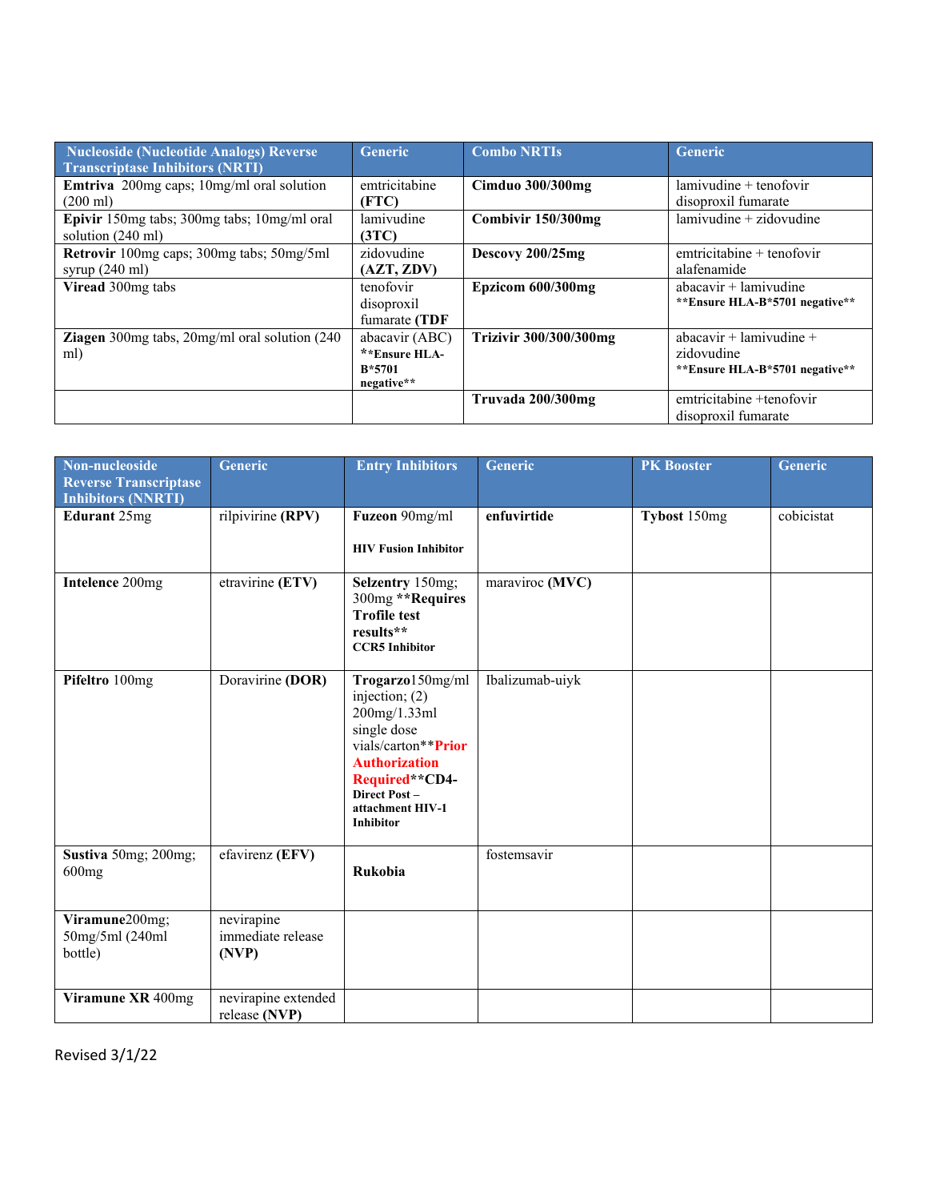| Nucleoside (Nucleotide Analogs) Reverse Transcriptase Inhibitors (NRTI) | Generic | Combo NRTIs | Generic |
|---|---|---|---|
| **Emtriva** 200mg caps; 10mg/ml oral solution (200 ml) | emtricitabine **(FTC)** | **Cimduo 300/300mg** | lamivudine + tenofovir disoproxil fumarate |
| **Epivir** 150mg tabs; 300mg tabs; 10mg/ml oral solution (240 ml) | lamivudine **(3TC)** | **Combivir 150/300mg** | lamivudine + zidovudine |
| **Retrovir** 100mg caps; 300mg tabs; 50mg/5ml syrup (240 ml) | zidovudine **(AZT, ZDV)** | **Descovy 200/25mg** | emtricitabine + tenofovir alafenamide |
| **Viread** 300mg tabs | tenofovir disoproxil fumarate **(TDF** | **Epzicom 600/300mg** | abacavir + lamivudine **\*\*Ensure HLA-B*5701 negative\*\*** |
| **Ziagen** 300mg tabs, 20mg/ml oral solution (240 ml) | abacavir (ABC) **\*\*Ensure HLA-B*5701 negative\*\*** | **Trizivir 300/300/300mg** | abacavir + lamivudine + zidovudine **\*\*Ensure HLA-B*5701 negative\*\*** |
| | | **Truvada 200/300mg** | emtricitabine +tenofovir disoproxil fumarate |

| Non-nucleoside Reverse Transcriptase Inhibitors (NNRTI) | Generic | Entry Inhibitors | Generic | PK Booster | Generic |
|---|---|---|---|---|---|
| **Edurant** 25mg | rilpivirine **(RPV)** | **Fuzeon** 90mg/ml **HIV Fusion Inhibitor** | **enfuvirtide** | **Tybost** 150mg | cobicistat |
| **Intelence** 200mg | etravirine **(ETV)** | **Selzentry** 150mg; 300mg **\*\*Requires Trofile test results\*\* CCR5 Inhibitor** | maraviroc **(MVC)** | | |
| **Pifeltro** 100mg | Doravirine **(DOR)** | **Trogarzo**150mg/ml injection; (2) 200mg/1.33ml single dose vials/carton**\*\*Prior Authorization Required\*\*CD4- Direct Post – attachment HIV-1 Inhibitor** | Ibalizumab-uiyk | | |
| **Sustiva** 50mg; 200mg; 600mg | efavirenz **(EFV)** | **Rukobia** | fostemsavir | | |
| **Viramune**200mg; 50mg/5ml (240ml bottle) | nevirapine immediate release **(NVP)** | | | | |
| **Viramune XR** 400mg | nevirapine extended release **(NVP)** | | | | |

Revised 3/1/22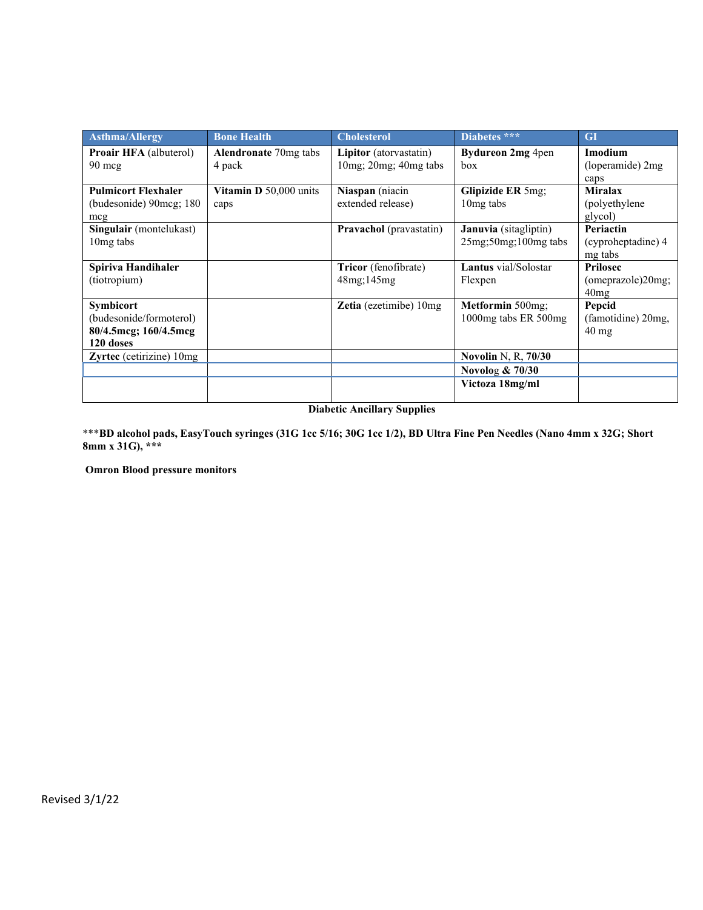| Asthma/Allergy | Bone Health | Cholesterol | Diabetes *** | GI |
|---|---|---|---|---|
| **Proair HFA** (albuterol) 90 mcg | **Alendronate** 70mg tabs 4 pack | **Lipitor** (atorvastatin) 10mg; 20mg; 40mg tabs | **Bydureon 2mg** 4pen box | **Imodium** (loperamide) 2mg caps |
| **Pulmicort Flexhaler** (budesonide) 90mcg; 180 mcg | **Vitamin D** 50,000 units caps | **Niaspan** (niacin extended release) | **Glipizide ER** 5mg; 10mg tabs | **Miralax** (polyethylene glycol) |
| **Singulair** (montelukast) 10mg tabs | | **Pravachol** (pravastatin) | **Januvia** (sitagliptin) 25mg;50mg;100mg tabs | **Periactin** (cyproheptadine) 4 mg tabs |
| **Spiriva Handihaler** (tiotropium) | | **Tricor** (fenofibrate) 48mg;145mg | **Lantus** vial/Solostar Flexpen | **Prilosec** (omeprazole)20mg; 40mg |
| **Symbicort** (budesonide/formoterol) **80/4.5mcg; 160/4.5mcg 120 doses** | | **Zetia** (ezetimibe) 10mg | **Metformin** 500mg; 1000mg tabs ER 500mg | **Pepcid** (famotidine) 20mg, 40 mg |
| **Zyrtec** (cetirizine) 10mg | | | **Novolin** N, R, **70/30** | |
| | | | **Novolog & 70/30** | |
| | | | **Victoza 18mg/ml** | |

**Diabetic Ancillary Supplies**

***BD alcohol pads, EasyTouch syringes (31G 1cc 5/16; 30G 1cc 1/2), BD Ultra Fine Pen Needles (Nano 4mm x 32G; Short 8mm x 31G), *****

**Omron Blood pressure monitors**

Revised 3/1/22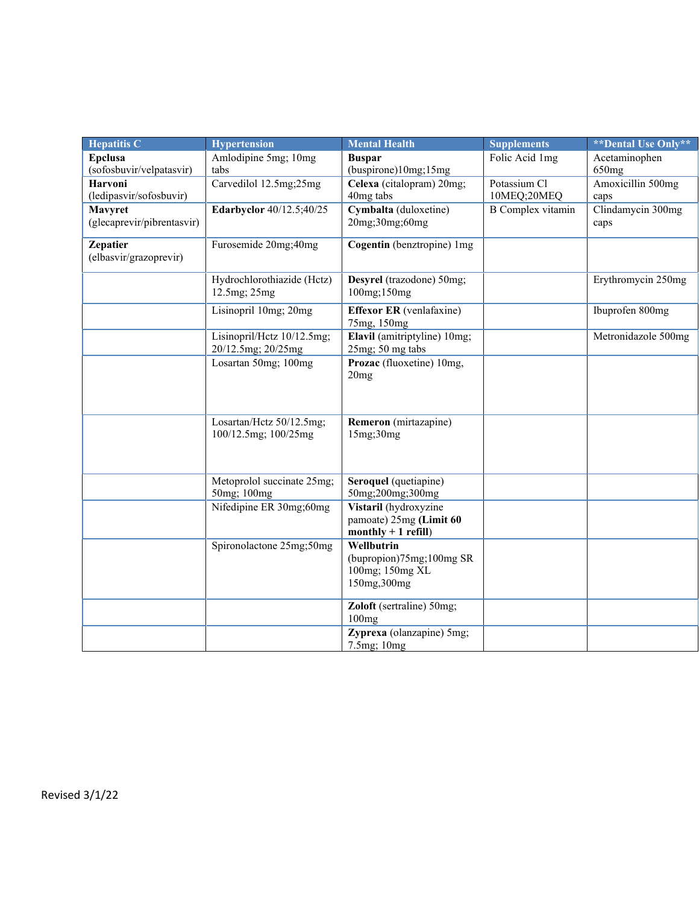| Hepatitis C | Hypertension | Mental Health | Supplements | **Dental Use Only** |
|---|---|---|---|---|
| **Epclusa** (sofosbuvir/velpatasvir) | Amlodipine 5mg; 10mg tabs | **Buspar** (buspirone)10mg;15mg | Folic Acid 1mg | Acetaminophen 650mg |
| **Harvoni** (ledipasvir/sofosbuvir) | Carvedilol 12.5mg;25mg | **Celexa** (citalopram) 20mg; 40mg tabs | Potassium Cl 10MEQ;20MEQ | Amoxicillin 500mg caps |
| **Mavyret** (glecaprevir/pibrentasvir) | **Edarbyclor** 40/12.5;40/25 | **Cymbalta** (duloxetine) 20mg;30mg;60mg | B Complex vitamin | Clindamycin 300mg caps |
| **Zepatier** (elbasvir/grazoprevir) | Furosemide 20mg;40mg | **Cogentin** (benztropine) 1mg | | |
| | Hydrochlorothiazide (Hctz) 12.5mg; 25mg | **Desyrel** (trazodone) 50mg; 100mg;150mg | | Erythromycin 250mg |
| | Lisinopril 10mg; 20mg | **Effexor ER** (venlafaxine) 75mg, 150mg | | Ibuprofen 800mg |
| | Lisinopril/Hctz 10/12.5mg; 20/12.5mg; 20/25mg | **Elavil** (amitriptyline) 10mg; 25mg; 50 mg tabs | | Metronidazole 500mg |
| | Losartan 50mg; 100mg | **Prozac** (fluoxetine) 10mg, 20mg | | |
| | Losartan/Hctz 50/12.5mg; 100/12.5mg; 100/25mg | **Remeron** (mirtazapine) 15mg;30mg | | |
| | Metoprolol succinate 25mg; 50mg; 100mg | **Seroquel** (quetiapine) 50mg;200mg;300mg | | |
| | Nifedipine ER 30mg;60mg | **Vistaril** (hydroxyzine pamoate) 25mg **(Limit 60 monthly + 1 refill**) | | |
| | Spironolactone 25mg;50mg | **Wellbutrin** (bupropion)75mg;100mg SR 100mg; 150mg XL 150mg,300mg | | |
| | | **Zoloft** (sertraline) 50mg; 100mg | | |
| | | **Zyprexa** (olanzapine) 5mg; 7.5mg; 10mg | | |

Revised 3/1/22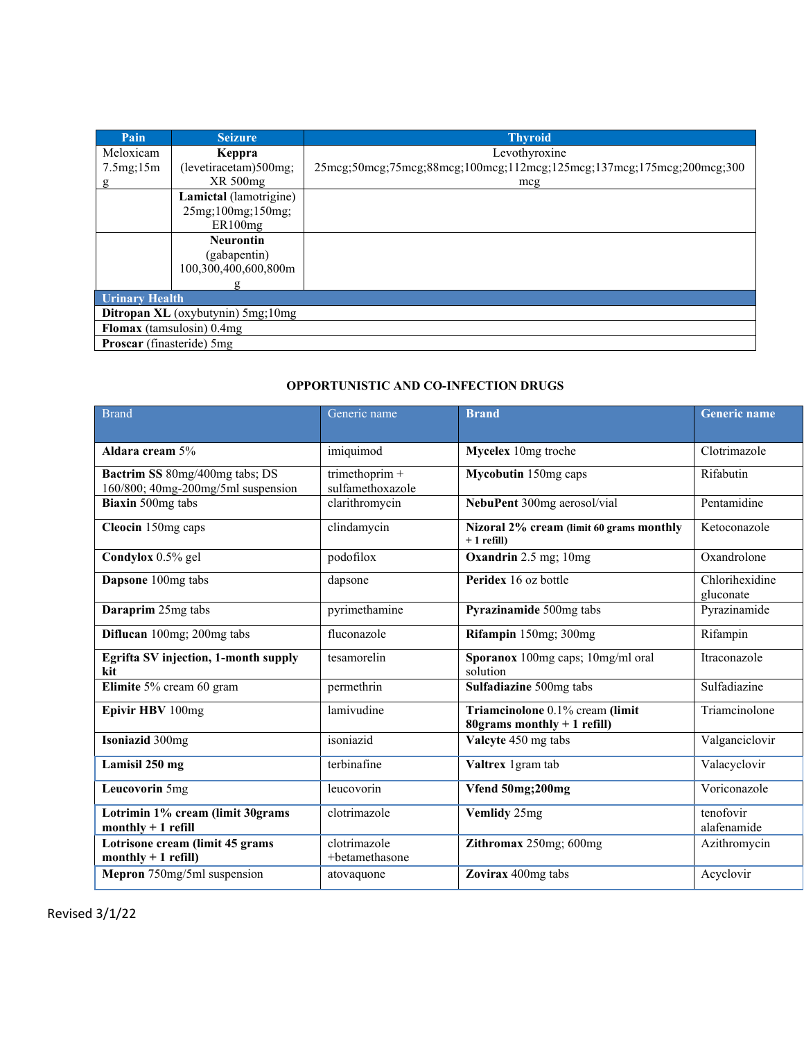| Pain | Seizure | Thyroid |
| --- | --- | --- |
| Meloxicam 7.5mg;15mg | **Keppra** (levetiracetam)500mg; XR 500mg | Levothyroxine 25mcg;50mcg;75mcg;88mcg;100mcg;112mcg;125mcg;137mcg;175mcg;200mcg;300mcg |
| | **Lamictal** (lamotrigine) 25mg;100mg;150mg; ER100mg | |
| | **Neurontin** (gabapentin) 100,300,400,600,800mg | |

| Urinary Health |
| --- |
| **Ditropan XL** (oxybutynin) 5mg;10mg |
| **Flomax** (tamsulosin) 0.4mg |
| **Proscar** (finasteride) 5mg |

**OPPORTUNISTIC AND CO-INFECTION DRUGS**

| Brand | Generic name | Brand | Generic name |
| --- | --- | --- | --- |
| **Aldara cream** 5% | imiquimod | **Mycelex** 10mg troche | Clotrimazole |
| **Bactrim SS** 80mg/400mg tabs; DS 160/800; 40mg-200mg/5ml suspension | trimethoprim + sulfamethoxazole | **Mycobutin** 150mg caps | Rifabutin |
| **Biaxin** 500mg tabs | clarithromycin | **NebuPent** 300mg aerosol/vial | Pentamidine |
| **Cleocin** 150mg caps | clindamycin | **Nizoral 2% cream (limit 60 grams monthly + 1 refill)** | Ketoconazole |
| **Condylox** 0.5% gel | podofilox | **Oxandrin** 2.5 mg; 10mg | Oxandrolone |
| **Dapsone** 100mg tabs | dapsone | **Peridex** 16 oz bottle | Chlorihexidine gluconate |
| **Daraprim** 25mg tabs | pyrimethamine | **Pyrazinamide** 500mg tabs | Pyrazinamide |
| **Diflucan** 100mg; 200mg tabs | fluconazole | **Rifampin** 150mg; 300mg | Rifampin |
| **Egrifta SV injection, 1-month supply kit** | tesamorelin | **Sporanox** 100mg caps; 10mg/ml oral solution | Itraconazole |
| **Elimite** 5% cream 60 gram | permethrin | **Sulfadiazine** 500mg tabs | Sulfadiazine |
| **Epivir HBV** 100mg | lamivudine | **Triamcinolone** 0.1% cream **(limit 80grams monthly + 1 refill)** | Triamcinolone |
| **Isoniazid** 300mg | isoniazid | **Valcyte** 450 mg tabs | Valganciclovir |
| **Lamisil 250 mg** | terbinafine | **Valtrex** 1gram tab | Valacyclovir |
| **Leucovorin** 5mg | leucovorin | **Vfend 50mg;200mg** | Voriconazole |
| **Lotrimin 1% cream (limit 30grams monthly + 1 refill** | clotrimazole | **Vemlidy** 25mg | tenofovir alafenamide |
| **Lotrisone cream (limit 45 grams monthly + 1 refill)** | clotrimazole +betamethasone | **Zithromax** 250mg; 600mg | Azithromycin |
| **Mepron** 750mg/5ml suspension | atovaquone | **Zovirax** 400mg tabs | Acyclovir |

Revised 3/1/22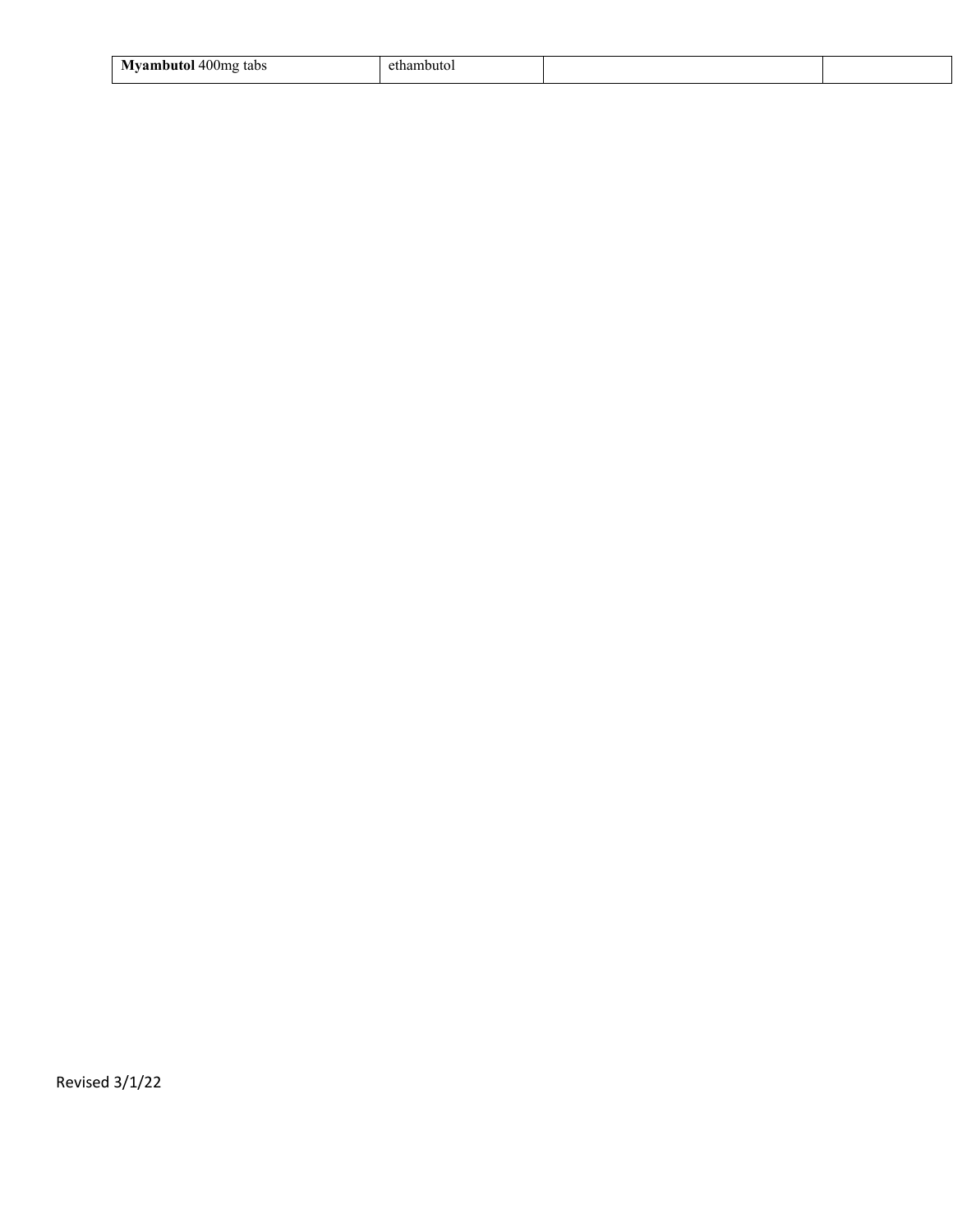| | | | |
|---|---|---|---|
| **Myambutol** 400mg tabs | ethambutol | | |

Revised 3/1/22